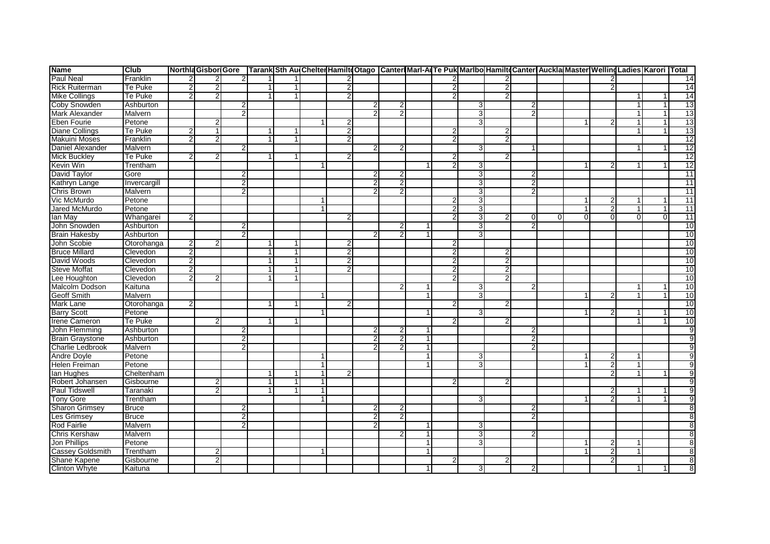| Name | Club | Northla | Gisbor | Gore | Tarank | Sth Au | Chelter | Hamilt | Otago | Canter | Marl-A | Te Puk | Marlbo | Hamilt | Canter | Auckla | Master | Wellin | Ladies | Karori | Total |
|---|---|---|---|---|---|---|---|---|---|---|---|---|---|---|---|---|---|---|---|---|---|
| Paul Neal | Franklin | 2 | 2 | 2 | 1 | 1 | | 2 | | | | 2 | | 2 | | | | 2 | | | 14 |
| Rick Ruiterman | Te Puke | 2 | 2 | | 1 | 1 | | 2 | | | | 2 | | 2 | | | | 2 | | | 14 |
| Mike Collings | Te Puke | 2 | 2 | | 1 | 1 | | 2 | | | | 2 | | 2 | | | | | 1 | 1 | 14 |
| Coby Snowden | Ashburton | | | 2 | | | | | 2 | 2 | | | 3 | | 2 | | | | 1 | 1 | 13 |
| Mark Alexander | Malvern | | | 2 | | | | | 2 | 2 | | | 3 | | 2 | | | | 1 | 1 | 13 |
| Eben Fourie | Petone | | 2 | | | | 1 | 2 | | | | | 3 | | | | 1 | 2 | 1 | 1 | 13 |
| Diane Collings | Te Puke | 2 | 1 | | 1 | 1 | | 2 | | | | 2 | | 2 | | | | | 1 | 1 | 13 |
| Makuini Moses | Franklin | 2 | 2 | | 1 | 1 | | 2 | | | | 2 | | 2 | | | | | | | 12 |
| Daniel Alexander | Malvern | | | 2 | | | | | 2 | 2 | | | 3 | | 1 | | | | 1 | 1 | 12 |
| Mick Buckley | Te Puke | 2 | 2 | | 1 | 1 | | 2 | | | | 2 | | 2 | | | | | | | 12 |
| Kevin Win | Trentham | | | | | | 1 | | | | 1 | 2 | 3 | | | | 1 | 2 | 1 | 1 | 12 |
| David Taylor | Gore | | | 2 | | | | | 2 | 2 | | | 3 | | 2 | | | | | | 11 |
| Kathryn Lange | Invercargill | | | 2 | | | | | 2 | 2 | | | 3 | | 2 | | | | | | 11 |
| Chris Brown | Malvern | | | 2 | | | | | 2 | 2 | | | 3 | | 2 | | | | | | 11 |
| Vic McMurdo | Petone | | | | | | 1 | | | | | 2 | 3 | | | | 1 | 2 | 1 | 1 | 11 |
| Jared McMurdo | Petone | | | | | | 1 | | | | | 2 | 3 | | | | 1 | 2 | 1 | 1 | 11 |
| Ian May | Whangarei | 2 | | | | | | 2 | | | | 2 | 3 | 2 | 0 | 0 | 0 | 0 | 0 | 0 | 11 |
| John Snowden | Ashburton | | | 2 | | | | | | 2 | 1 | | 3 | | 2 | | | | | | 10 |
| Brain Hakesby | Ashburton | | | 2 | | | | | 2 | 2 | 1 | | 3 | | | | | | | | 10 |
| John Scobie | Otorohanga | 2 | 2 | | 1 | 1 | | 2 | | | | 2 | | | | | | | | | 10 |
| Bruce Millard | Clevedon | 2 | | | 1 | 1 | | 2 | | | | 2 | | 2 | | | | | | | 10 |
| David Woods | Clevedon | 2 | | | 1 | 1 | | 2 | | | | 2 | | 2 | | | | | | | 10 |
| Steve Moffat | Clevedon | 2 | | | 1 | 1 | | 2 | | | | 2 | | 2 | | | | | | | 10 |
| Lee Houghton | Clevedon | 2 | 2 | | 1 | 1 | | | | | | 2 | | 2 | | | | | | | 10 |
| Malcolm Dodson | Kaituna | | | | | | | | | 2 | 1 | | 3 | | 2 | | | | 1 | 1 | 10 |
| Geoff Smith | Malvern | | | | | | 1 | | | | 1 | | 3 | | | | 1 | 2 | 1 | 1 | 10 |
| Mark Lane | Otorohanga | 2 | | | 1 | 1 | | 2 | | | | 2 | | 2 | | | | | | | 10 |
| Barry Scott | Petone | | | | | | 1 | | | | 1 | | 3 | | | | 1 | 2 | 1 | 1 | 10 |
| Irene Cameron | Te Puke | | 2 | | 1 | 1 | | | | | | 2 | | 2 | | | | | 1 | 1 | 10 |
| John Flemming | Ashburton | | | 2 | | | | | 2 | 2 | 1 | | | | 2 | | | | | | 9 |
| Brain Graystone | Ashburton | | | 2 | | | | | 2 | 2 | 1 | | | | 2 | | | | | | 9 |
| Charlie Ledbrook | Malvern | | | 2 | | | | | 2 | 2 | 1 | | | | 2 | | | | | | 9 |
| Andre Doyle | Petone | | | | | | 1 | | | | 1 | | 3 | | | | 1 | 2 | 1 | | 9 |
| Helen Freiman | Petone | | | | | | 1 | | | | 1 | | 3 | | | | 1 | 2 | 1 | | 9 |
| Ian Hughes | Cheltenham | | | | 1 | 1 | 1 | 2 | | | | | | | | | | 2 | 1 | 1 | 9 |
| Robert Johansen | Gisbourne | | 2 | | 1 | 1 | 1 | | | | | 2 | | 2 | | | | | | | 9 |
| Paul Tidswell | Taranaki | | 2 | | 1 | 1 | 1 | | | | | | | | | | | 2 | 1 | 1 | 9 |
| Tony Gore | Trentham | | | | | | 1 | | | | | | 3 | | | | 1 | 2 | 1 | 1 | 9 |
| Sharon Grimsey | Bruce | | | 2 | | | | | 2 | 2 | | | | | 2 | | | | | | 8 |
| Les Grimsey | Bruce | | | 2 | | | | | 2 | 2 | | | | | 2 | | | | | | 8 |
| Rod Fairlie | Malvern | | | 2 | | | | | 2 | | 1 | | 3 | | | | | | | | 8 |
| Chris Kershaw | Malvern | | | | | | | | | 2 | 1 | | 3 | | 2 | | | | | | 8 |
| Jon Phillips | Petone | | | | | | | | | | 1 | | 3 | | | | 1 | 2 | 1 | | 8 |
| Cassey Goldsmith | Trentham | | 2 | | | | 1 | | | | 1 | | | | | | 1 | 2 | 1 | | 8 |
| Shane Kapene | Gisbourne | | 2 | | | | | | | | | 2 | | 2 | | | | 2 | | | 8 |
| Clinton Whyte | Kaituna | | | | | | | | | | 1 | | 3 | | 2 | | | | 1 | 1 | 8 |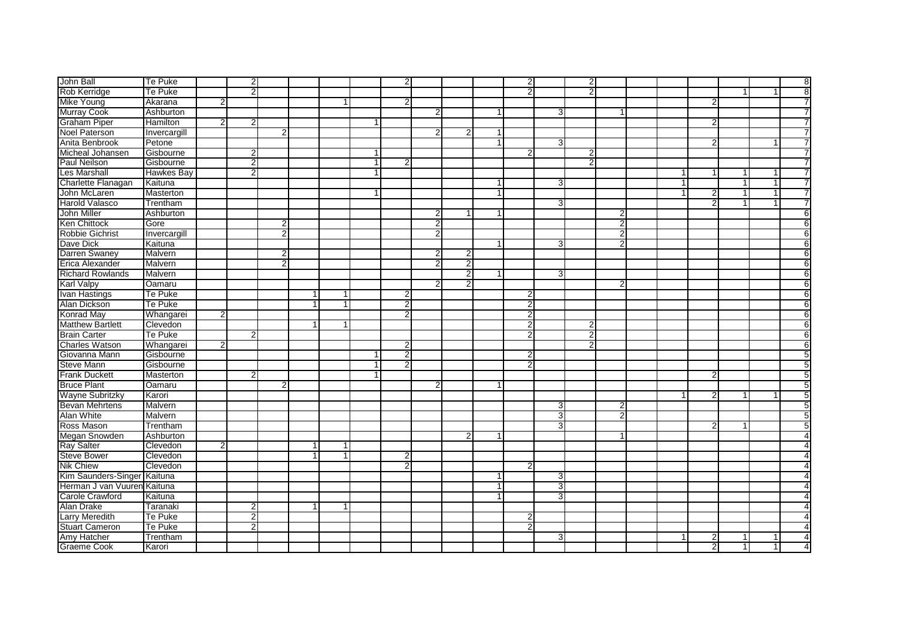| | | | | | | | | | | | | | | | | | | | | | |
|---|---|---|---|---|---|---|---|---|---|---|---|---|---|---|---|---|---|---|---|---|---|
| John Ball | Te Puke | | 2 | | | | | 2 | | | | 2 | | 2 | | | | | | | 8 |
| Rob Kerridge | Te Puke | | 2 | | | | | | | | | 2 | | 2 | | | | | 1 | 1 | 8 |
| Mike Young | Akarana | 2 | | | | 1 | | 2 | | | | | | | | | | 2 | | | 7 |
| Murray Cook | Ashburton | | | | | | | | 2 | | 1 | | 3 | | 1 | | | | | | 7 |
| Graham Piper | Hamilton | 2 | 2 | | | | 1 | | | | | | | | | | | 2 | | | 7 |
| Noel Paterson | Invercargill | | | 2 | | | | | 2 | 2 | 1 | | | | | | | | | | 7 |
| Anita Benbrook | Petone | | | | | | | | | | 1 | | 3 | | | | | 2 | | 1 | 7 |
| Micheal Johansen | Gisbourne | | 2 | | | | 1 | | | | | 2 | | 2 | | | | | | | 7 |
| Paul Neilson | Gisbourne | | 2 | | | | 1 | 2 | | | | | | 2 | | | | | | | 7 |
| Les Marshall | Hawkes Bay | | 2 | | | | 1 | | | | | | | | | | 1 | 1 | 1 | 1 | 7 |
| Charlotte Flanagan | Kaituna | | | | | | | | | | 1 | | 3 | | | | 1 | | 1 | 1 | 7 |
| John McLaren | Masterton | | | | | | 1 | | | | 1 | | | | | | 1 | 2 | 1 | 1 | 7 |
| Harold Valasco | Trentham | | | | | | | | | | | | 3 | | | | | 2 | 1 | 1 | 7 |
| John Miller | Ashburton | | | | | | | | 2 | 1 | 1 | | | | 2 | | | | | | 6 |
| Ken Chittock | Gore | | | 2 | | | | | 2 | | | | | | 2 | | | | | | 6 |
| Robbie Gichrist | Invercargill | | | 2 | | | | | 2 | | | | | | 2 | | | | | | 6 |
| Dave Dick | Kaituna | | | | | | | | | | 1 | | 3 | | 2 | | | | | | 6 |
| Darren Swaney | Malvern | | | 2 | | | | | 2 | 2 | | | | | | | | | | | 6 |
| Erica Alexander | Malvern | | | 2 | | | | | 2 | 2 | | | | | | | | | | | 6 |
| Richard Rowlands | Malvern | | | | | | | | | 2 | 1 | | 3 | | | | | | | | 6 |
| Karl Valpy | Oamaru | | | | | | | | 2 | 2 | | | | | 2 | | | | | | 6 |
| Ivan Hastings | Te Puke | | | | 1 | 1 | | 2 | | | | 2 | | | | | | | | | 6 |
| Alan Dickson | Te Puke | | | | 1 | 1 | | 2 | | | | 2 | | | | | | | | | 6 |
| Konrad May | Whangarei | 2 | | | | | | 2 | | | | 2 | | | | | | | | | 6 |
| Matthew Bartlett | Clevedon | | | | 1 | 1 | | | | | | 2 | | 2 | | | | | | | 6 |
| Brain Carter | Te Puke | | 2 | | | | | | | | | 2 | | 2 | | | | | | | 6 |
| Charles Watson | Whangarei | 2 | | | | | | 2 | | | | | | 2 | | | | | | | 6 |
| Giovanna Mann | Gisbourne | | | | | | 1 | 2 | | | | 2 | | | | | | | | | 5 |
| Steve Mann | Gisbourne | | | | | | 1 | 2 | | | | 2 | | | | | | | | | 5 |
| Frank Duckett | Masterton | | 2 | | | | 1 | | | | | | | | | | | 2 | | | 5 |
| Bruce Plant | Oamaru | | | 2 | | | | | 2 | | 1 | | | | | | | | | | 5 |
| Wayne Subritzky | Karori | | | | | | | | | | | | | | | | 1 | 2 | 1 | 1 | 5 |
| Bevan Mehrtens | Malvern | | | | | | | | | | | | 3 | | 2 | | | | | | 5 |
| Alan White | Malvern | | | | | | | | | | | | 3 | | 2 | | | | | | 5 |
| Ross Mason | Trentham | | | | | | | | | | | | 3 | | | | | 2 | 1 | | 5 |
| Megan Snowden | Ashburton | | | | | | | | | 2 | 1 | | | | 1 | | | | | | 4 |
| Ray Salter | Clevedon | 2 | | | 1 | 1 | | | | | | | | | | | | | | | 4 |
| Steve Bower | Clevedon | | | | 1 | 1 | | 2 | | | | | | | | | | | | | 4 |
| Nik Chiew | Clevedon | | | | | | | 2 | | | | 2 | | | | | | | | | 4 |
| Kim Saunders-Singer | Kaituna | | | | | | | | | | 1 | | 3 | | | | | | | | 4 |
| Herman J van Vuuren | Kaituna | | | | | | | | | | 1 | | 3 | | | | | | | | 4 |
| Carole Crawford | Kaituna | | | | | | | | | | 1 | | 3 | | | | | | | | 4 |
| Alan Drake | Taranaki | | 2 | | 1 | 1 | | | | | | | | | | | | | | | 4 |
| Larry Meredith | Te Puke | | 2 | | | | | | | | | 2 | | | | | | | | | 4 |
| Stuart Cameron | Te Puke | | 2 | | | | | | | | | 2 | | | | | | | | | 4 |
| Amy Hatcher | Trentham | | | | | | | | | | | | 3 | | | | 1 | 2 | 1 | 1 | 4 |
| Graeme Cook | Karori | | | | | | | | | | | | | | | | | 2 | 1 | 1 | 4 |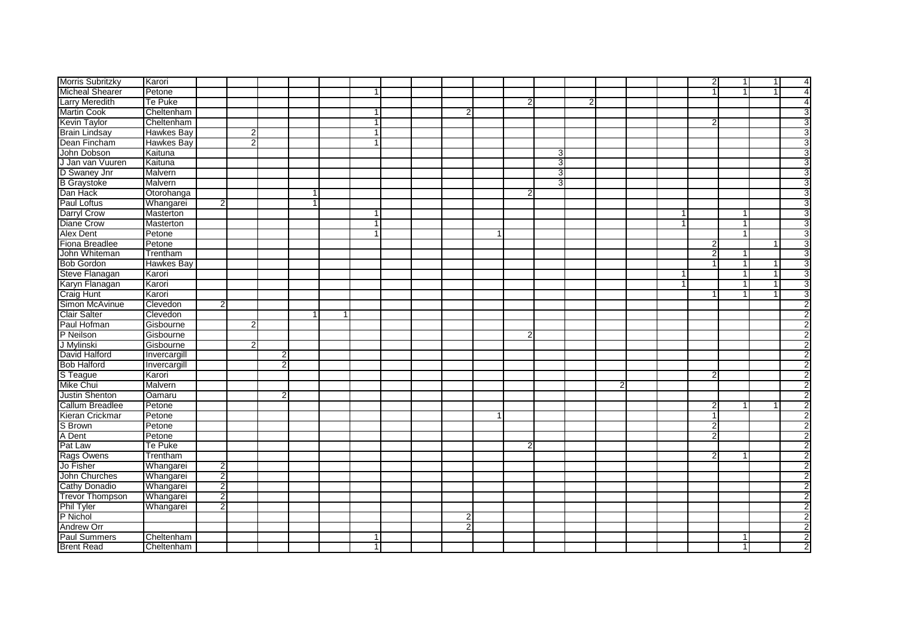| | | | | | | | | | | | | | | | | | | | | | |
|---|---|---|---|---|---|---|---|---|---|---|---|---|---|---|---|---|---|---|---|---|---|
| Morris Subritzky | Karori | | | | | | | | | | | | | | | | | 2 | 1 | 1 | 4 |
| Micheal Shearer | Petone | | | | | | 1 | | | | | | | | | | | 1 | 1 | 1 | 4 |
| Larry Meredith | Te Puke | | | | | | | | | | | 2 | | 2 | | | | | | | 4 |
| Martin Cook | Cheltenham | | | | | | 1 | | | 2 | | | | | | | | | | | 3 |
| Kevin Taylor | Cheltenham | | | | | | 1 | | | | | | | | | | | 2 | | | 3 |
| Brain Lindsay | Hawkes Bay | | 2 | | | | 1 | | | | | | | | | | | | | | 3 |
| Dean Fincham | Hawkes Bay | | 2 | | | | 1 | | | | | | | | | | | | | | 3 |
| John Dobson | Kaituna | | | | | | | | | | | | 3 | | | | | | | | 3 |
| J Jan van Vuuren | Kaituna | | | | | | | | | | | | 3 | | | | | | | | 3 |
| D Swaney Jnr | Malvern | | | | | | | | | | | | 3 | | | | | | | | 3 |
| B Graystoke | Malvern | | | | | | | | | | | | 3 | | | | | | | | 3 |
| Dan Hack | Otorohanga | | | | 1 | | | | | | | 2 | | | | | | | | | 3 |
| Paul Loftus | Whangarei | 2 | | | 1 | | | | | | | | | | | | | | | | 3 |
| Darryl Crow | Masterton | | | | | | 1 | | | | | | | | | | 1 | | 1 | | 3 |
| Diane Crow | Masterton | | | | | | 1 | | | | | | | | | | 1 | | 1 | | 3 |
| Alex Dent | Petone | | | | | | 1 | | | | 1 | | | | | | | | 1 | | 3 |
| Fiona Breadlee | Petone | | | | | | | | | | | | | | | | | 2 | | 1 | 3 |
| John Whiteman | Trentham | | | | | | | | | | | | | | | | | 2 | 1 | | 3 |
| Bob Gordon | Hawkes Bay | | | | | | | | | | | | | | | | | 1 | 1 | 1 | 3 |
| Steve Flanagan | Karori | | | | | | | | | | | | | | | | 1 | | 1 | 1 | 3 |
| Karyn Flanagan | Karori | | | | | | | | | | | | | | | | 1 | | 1 | 1 | 3 |
| Craig Hunt | Karori | | | | | | | | | | | | | | | | | 1 | 1 | 1 | 3 |
| Simon McAvinue | Clevedon | 2 | | | | | | | | | | | | | | | | | | | 2 |
| Clair Salter | Clevedon | | | | 1 | 1 | | | | | | | | | | | | | | | 2 |
| Paul Hofman | Gisbourne | | 2 | | | | | | | | | | | | | | | | | | 2 |
| P Neilson | Gisbourne | | | | | | | | | | | 2 | | | | | | | | | 2 |
| J Mylinski | Gisbourne | | 2 | | | | | | | | | | | | | | | | | | 2 |
| David Halford | Invercargill | | | 2 | | | | | | | | | | | | | | | | | 2 |
| Bob Halford | Invercargill | | | 2 | | | | | | | | | | | | | | | | | 2 |
| S Teague | Karori | | | | | | | | | | | | | | | | | 2 | | | 2 |
| Mike Chui | Malvern | | | | | | | | | | | | | | 2 | | | | | | 2 |
| Justin Shenton | Oamaru | | | 2 | | | | | | | | | | | | | | | | | 2 |
| Callum Breadlee | Petone | | | | | | | | | | | | | | | | | 2 | 1 | 1 | 2 |
| Kieran Crickmar | Petone | | | | | | | | | | 1 | | | | | | | 1 | | | 2 |
| S Brown | Petone | | | | | | | | | | | | | | | | | 2 | | | 2 |
| A Dent | Petone | | | | | | | | | | | | | | | | | 2 | | | 2 |
| Pat Law | Te Puke | | | | | | | | | | | 2 | | | | | | | | | 2 |
| Rags Owens | Trentham | | | | | | | | | | | | | | | | | 2 | 1 | | 2 |
| Jo Fisher | Whangarei | 2 | | | | | | | | | | | | | | | | | | | 2 |
| John Churches | Whangarei | 2 | | | | | | | | | | | | | | | | | | | 2 |
| Cathy Donadio | Whangarei | 2 | | | | | | | | | | | | | | | | | | | 2 |
| Trevor Thompson | Whangarei | 2 | | | | | | | | | | | | | | | | | | | 2 |
| Phil Tyler | Whangarei | 2 | | | | | | | | | | | | | | | | | | | 2 |
| P Nichol | | | | | | | | | | 2 | | | | | | | | | | | 2 |
| Andrew Orr | | | | | | | | | | 2 | | | | | | | | | | | 2 |
| Paul Summers | Cheltenham | | | | | | 1 | | | | | | | | | | | | 1 | | 2 |
| Brent Read | Cheltenham | | | | | | 1 | | | | | | | | | | | | 1 | | 2 |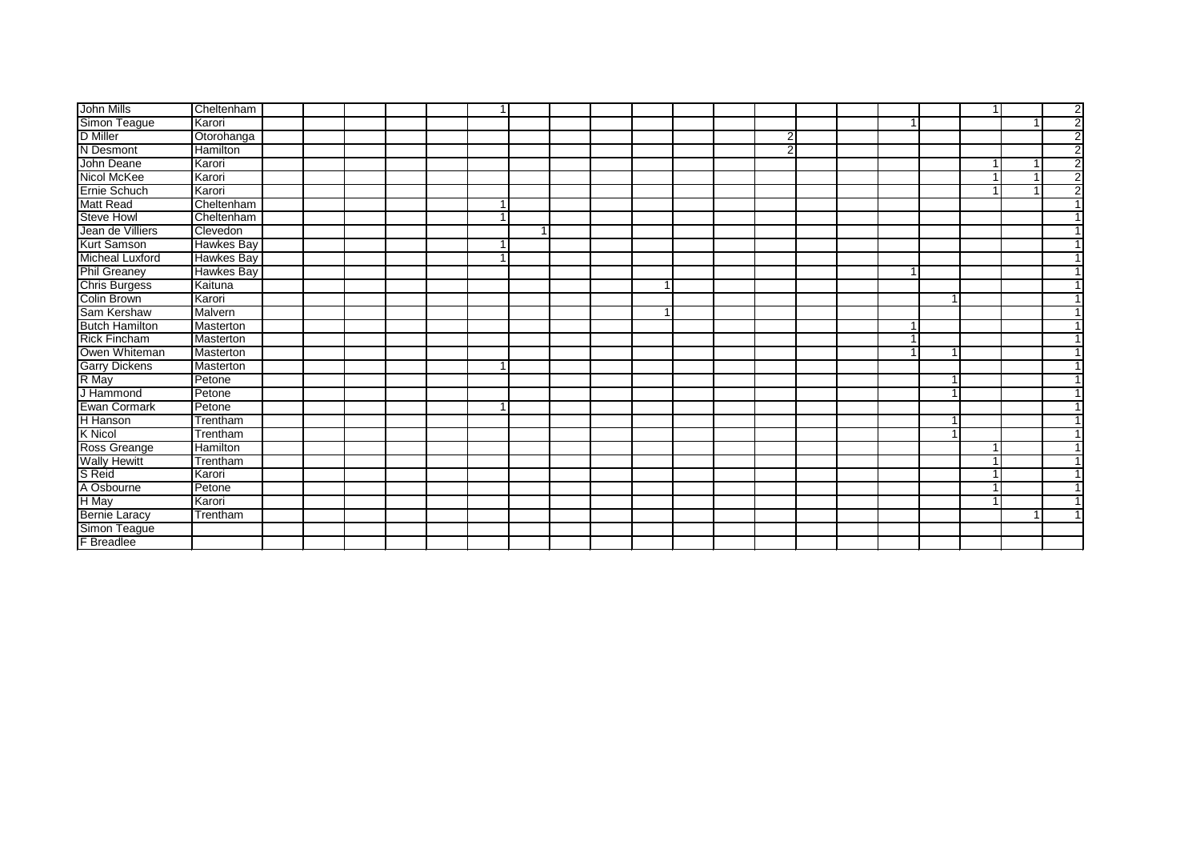| | | | | | | | | | | | | | | | | | | | | | |
|---|---|---|---|---|---|---|---|---|---|---|---|---|---|---|---|---|---|---|---|---|---|
| John Mills | Cheltenham | | | | | | 1 | | | | | | | | | | | | 1 | | 2 |
| Simon Teague | Karori | | | | | | | | | | | | | | | | 1 | | | 1 | 2 |
| D Miller | Otorohanga | | | | | | | | | | | | | 2 | | | | | | | 2 |
| N Desmont | Hamilton | | | | | | | | | | | | | 2 | | | | | | | 2 |
| John Deane | Karori | | | | | | | | | | | | | | | | | | 1 | 1 | 2 |
| Nicol McKee | Karori | | | | | | | | | | | | | | | | | | 1 | 1 | 2 |
| Ernie Schuch | Karori | | | | | | | | | | | | | | | | | | 1 | 1 | 2 |
| Matt Read | Cheltenham | | | | | | 1 | | | | | | | | | | | | | | 1 |
| Steve Howl | Cheltenham | | | | | | 1 | | | | | | | | | | | | | | 1 |
| Jean de Villiers | Clevedon | | | | | | | 1 | | | | | | | | | | | | | 1 |
| Kurt Samson | Hawkes Bay | | | | | | 1 | | | | | | | | | | | | | | 1 |
| Micheal Luxford | Hawkes Bay | | | | | | 1 | | | | | | | | | | | | | | 1 |
| Phil Greaney | Hawkes Bay | | | | | | | | | | | | | | | | 1 | | | | 1 |
| Chris Burgess | Kaituna | | | | | | | | | | 1 | | | | | | | | | | 1 |
| Colin Brown | Karori | | | | | | | | | | | | | | | | | 1 | | | 1 |
| Sam Kershaw | Malvern | | | | | | | | | | 1 | | | | | | | | | | 1 |
| Butch Hamilton | Masterton | | | | | | | | | | | | | | | | 1 | | | | 1 |
| Rick Fincham | Masterton | | | | | | | | | | | | | | | | 1 | | | | 1 |
| Owen Whiteman | Masterton | | | | | | | | | | | | | | | | 1 | 1 | | | 1 |
| Garry Dickens | Masterton | | | | | | 1 | | | | | | | | | | | | | | 1 |
| R May | Petone | | | | | | | | | | | | | | | | | 1 | | | 1 |
| J Hammond | Petone | | | | | | | | | | | | | | | | | 1 | | | 1 |
| Ewan Cormark | Petone | | | | | | 1 | | | | | | | | | | | | | | 1 |
| H Hanson | Trentham | | | | | | | | | | | | | | | | | 1 | | | 1 |
| K Nicol | Trentham | | | | | | | | | | | | | | | | | 1 | | | 1 |
| Ross Greange | Hamilton | | | | | | | | | | | | | | | | | | 1 | | 1 |
| Wally Hewitt | Trentham | | | | | | | | | | | | | | | | | | 1 | | 1 |
| S Reid | Karori | | | | | | | | | | | | | | | | | | 1 | | 1 |
| A Osbourne | Petone | | | | | | | | | | | | | | | | | | 1 | | 1 |
| H May | Karori | | | | | | | | | | | | | | | | | | 1 | | 1 |
| Bernie Laracy | Trentham | | | | | | | | | | | | | | | | | | | 1 | 1 |
| Simon Teague | | | | | | | | | | | | | | | | | | | | | |
| F Breadlee | | | | | | | | | | | | | | | | | | | | | |